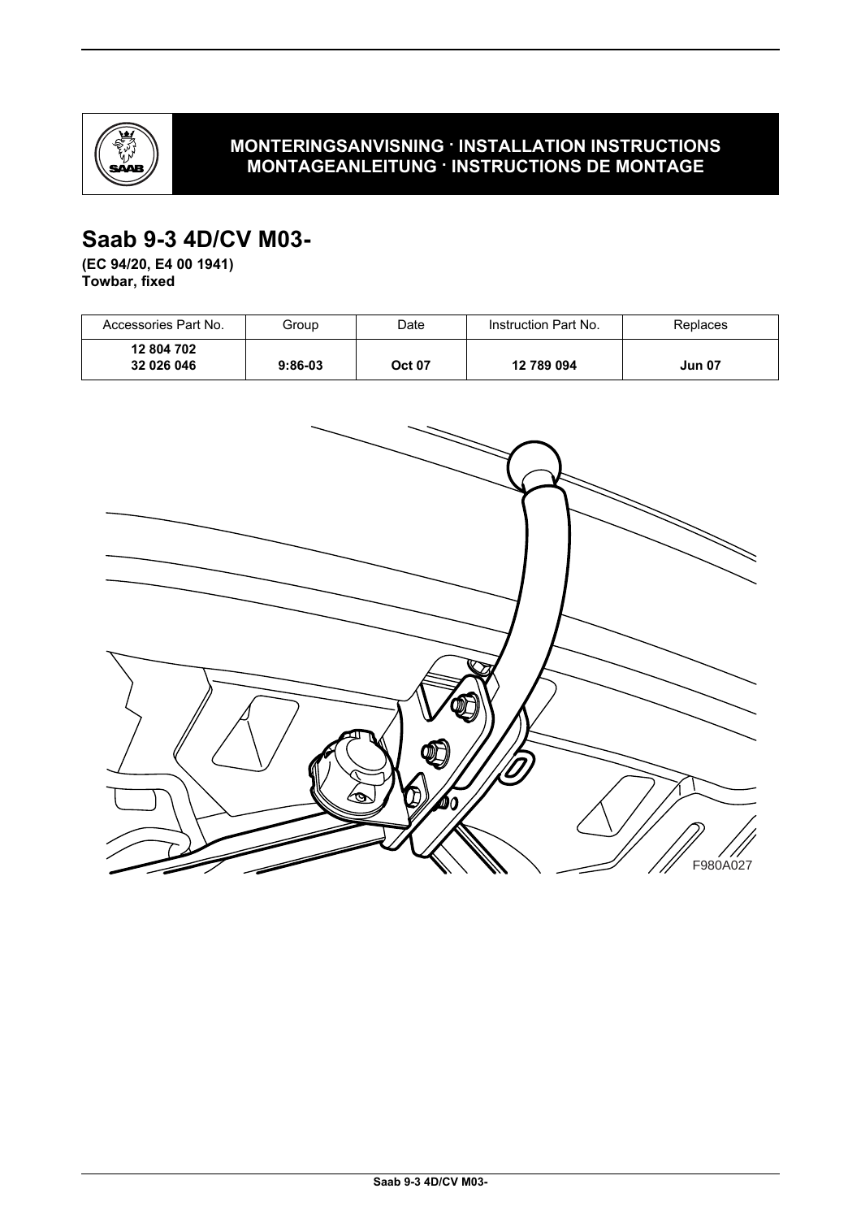**MONTERINGSANVISNING · INSTALLATION INSTRUCTIONS**
**MONTAGEANLEITUNG · INSTRUCTIONS DE MONTAGE**

# Saab 9-3 4D/CV M03-

**(EC 94/20, E4 00 1941)**
**Towbar, fixed**

| Accessories Part No. | Group | Date | Instruction Part No. | Replaces |
|---|---|---|---|---|
| **12 804 702** **32 026 046** | **9:86-03** | **Oct 07** | **12 789 094** | **Jun 07** |

F980A027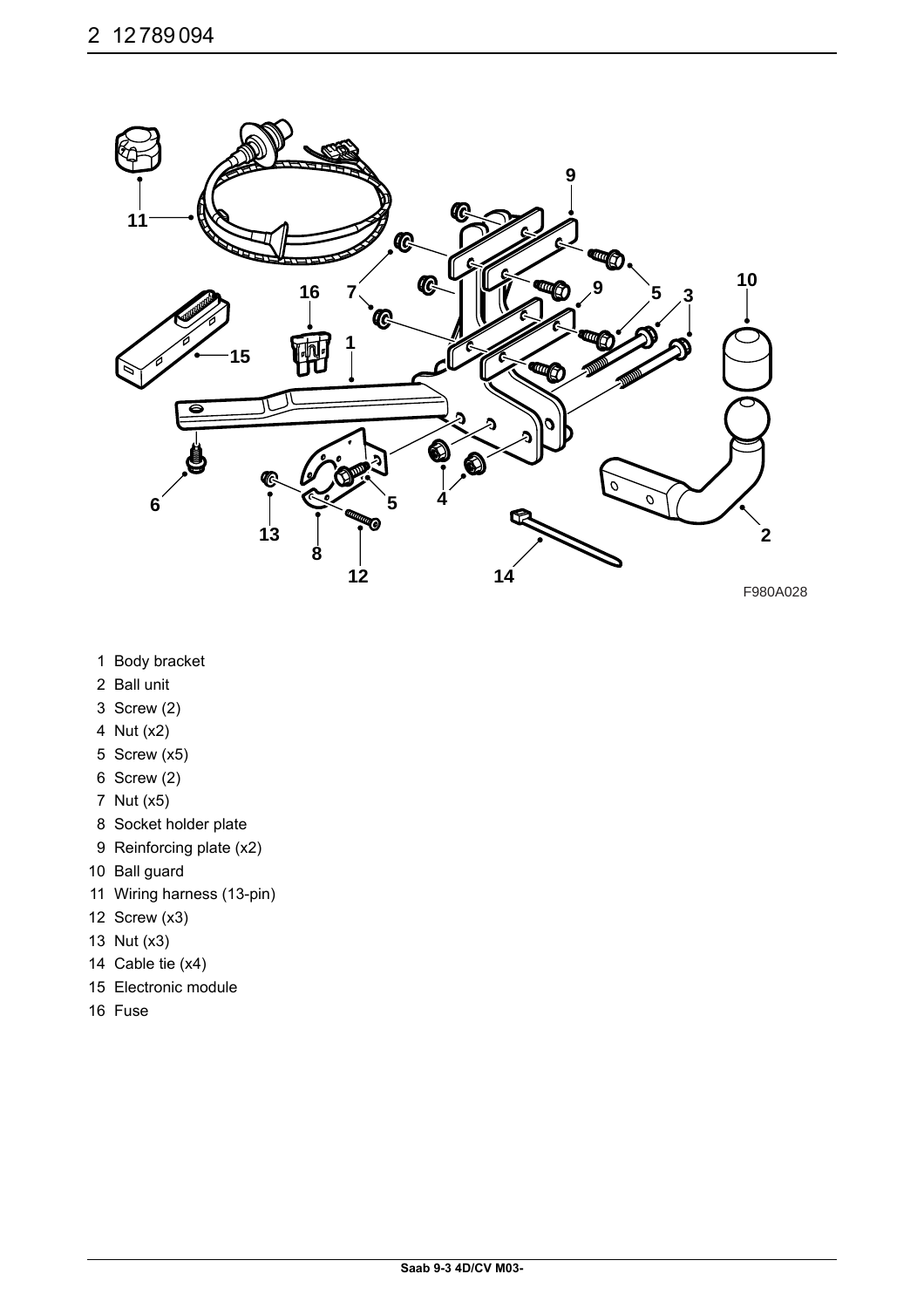F980A028

1 Body bracket
2 Ball unit
3 Screw (2)
4 Nut (x2)
5 Screw (x5)
6 Screw (2)
7 Nut (x5)
8 Socket holder plate
9 Reinforcing plate (x2)
10 Ball guard
11 Wiring harness (13-pin)
12 Screw (x3)
13 Nut (x3)
14 Cable tie (x4)
15 Electronic module
16 Fuse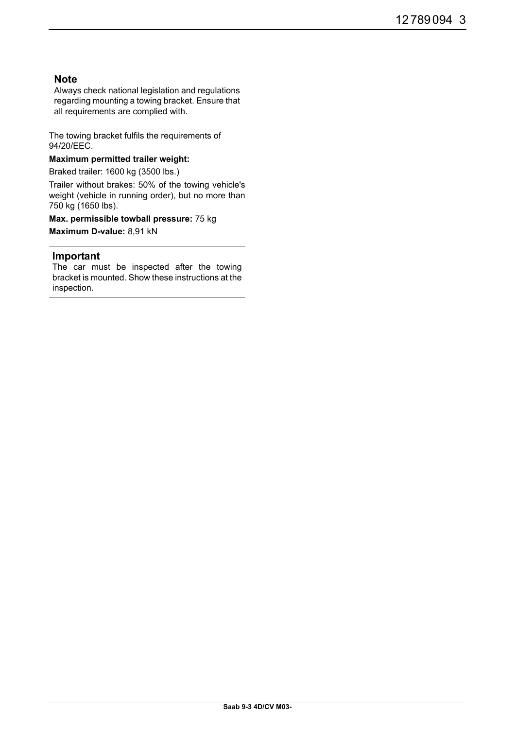**Note**

Always check national legislation and regulations regarding mounting a towing bracket. Ensure that all requirements are complied with.

The towing bracket fulfils the requirements of 94/20/EEC.

**Maximum permitted trailer weight:**

Braked trailer: 1600 kg (3500 lbs.)

Trailer without brakes: 50% of the towing vehicle's weight (vehicle in running order), but no more than 750 kg (1650 lbs).

**Max. permissible towball pressure:** 75 kg

**Maximum D-value:** 8,91 kN

**Important**

The car must be inspected after the towing bracket is mounted. Show these instructions at the inspection.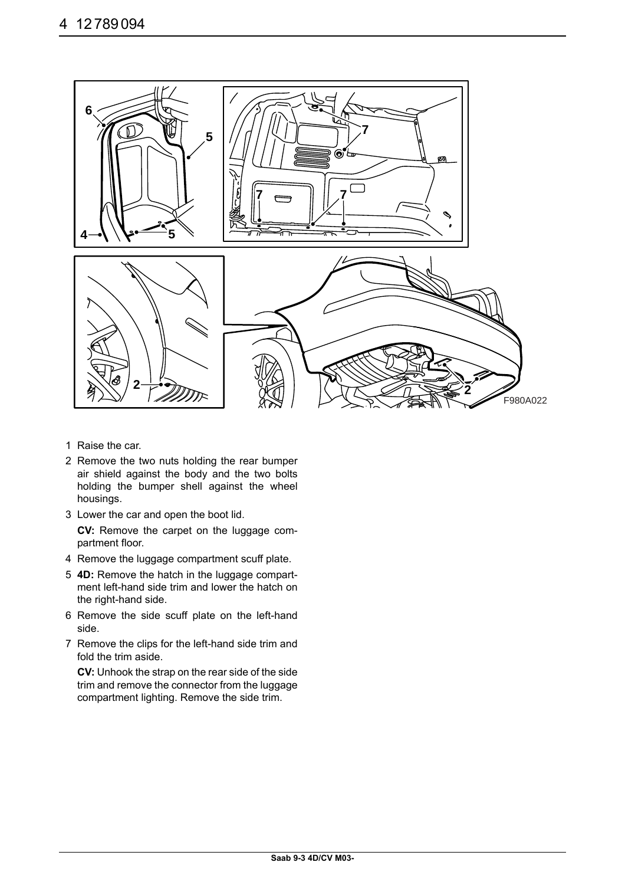F980A022

1 Raise the car.
2 Remove the two nuts holding the rear bumper air shield against the body and the two bolts holding the bumper shell against the wheel housings.
3 Lower the car and open the boot lid.

   **CV:** Remove the carpet on the luggage compartment floor.
4 Remove the luggage compartment scuff plate.
5 **4D:** Remove the hatch in the luggage compartment left-hand side trim and lower the hatch on the right-hand side.
6 Remove the side scuff plate on the left-hand side.
7 Remove the clips for the left-hand side trim and fold the trim aside.

   **CV:** Unhook the strap on the rear side of the side trim and remove the connector from the luggage compartment lighting. Remove the side trim.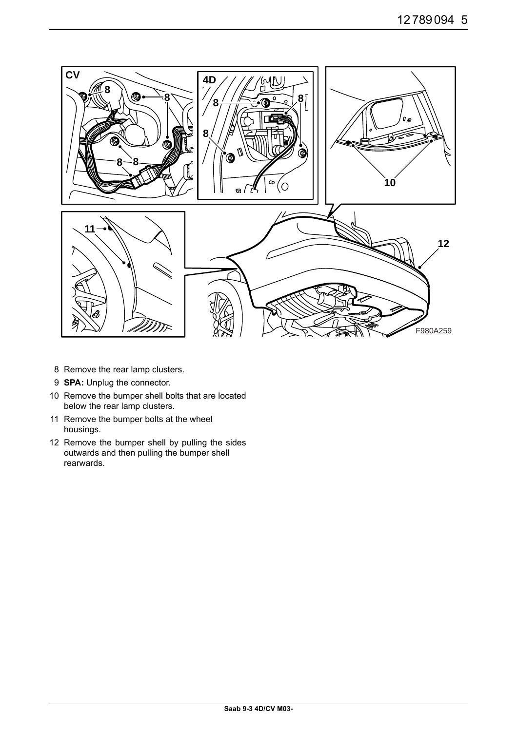8 Remove the rear lamp clusters.

9 **SPA:** Unplug the connector.

10 Remove the bumper shell bolts that are located below the rear lamp clusters.

11 Remove the bumper bolts at the wheel housings.

12 Remove the bumper shell by pulling the sides outwards and then pulling the bumper shell rearwards.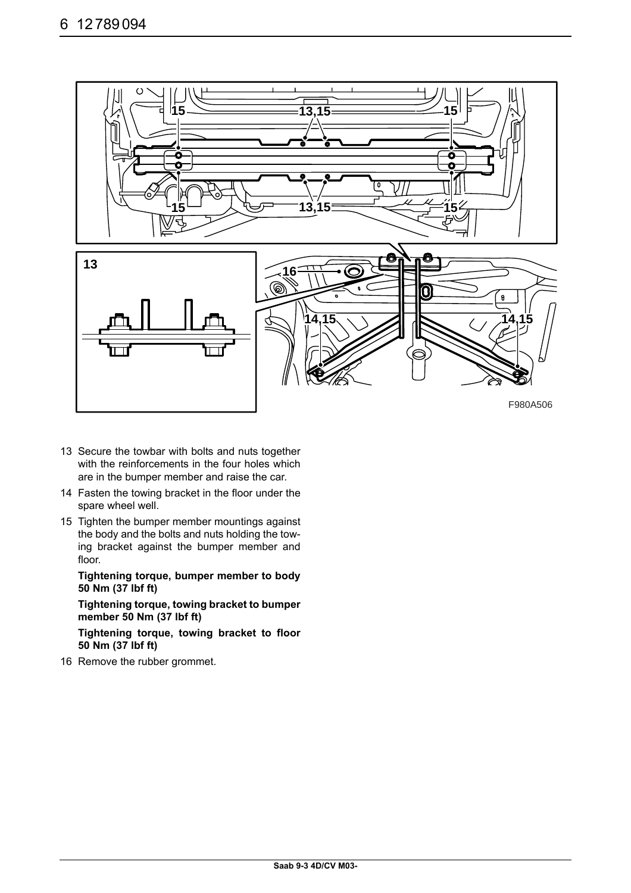F980A506

13 Secure the towbar with bolts and nuts together with the reinforcements in the four holes which are in the bumper member and raise the car.

14 Fasten the towing bracket in the floor under the spare wheel well.

15 Tighten the bumper member mountings against the body and the bolts and nuts holding the towing bracket against the bumper member and floor.

**Tightening torque, bumper member to body 50 Nm (37 lbf ft)**

**Tightening torque, towing bracket to bumper member 50 Nm (37 lbf ft)**

**Tightening torque, towing bracket to floor 50 Nm (37 lbf ft)**

16 Remove the rubber grommet.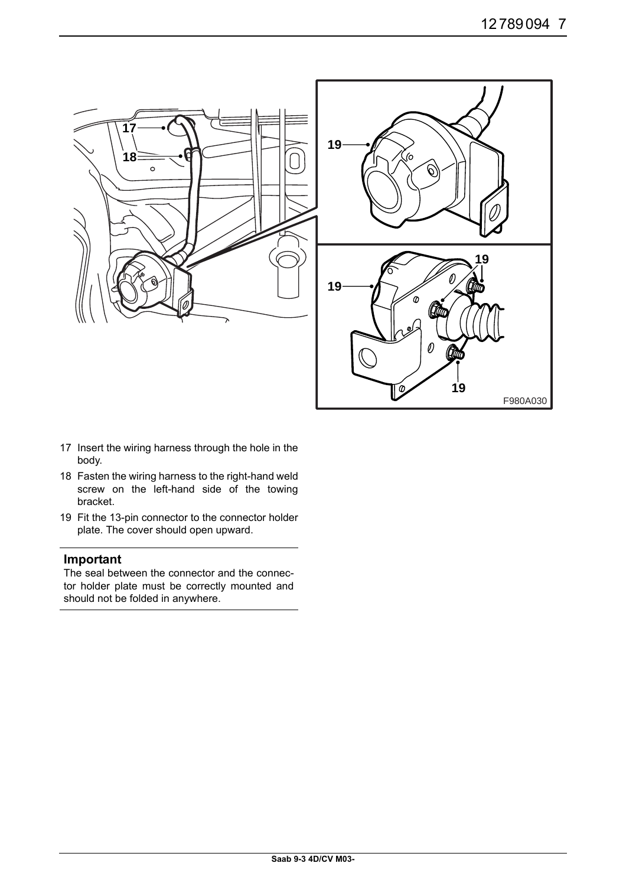17 Insert the wiring harness through the hole in the body.

18 Fasten the wiring harness to the right-hand weld screw on the left-hand side of the towing bracket.

19 Fit the 13-pin connector to the connector holder plate. The cover should open upward.

---

**Important**

The seal between the connector and the connector holder plate must be correctly mounted and should not be folded in anywhere.

---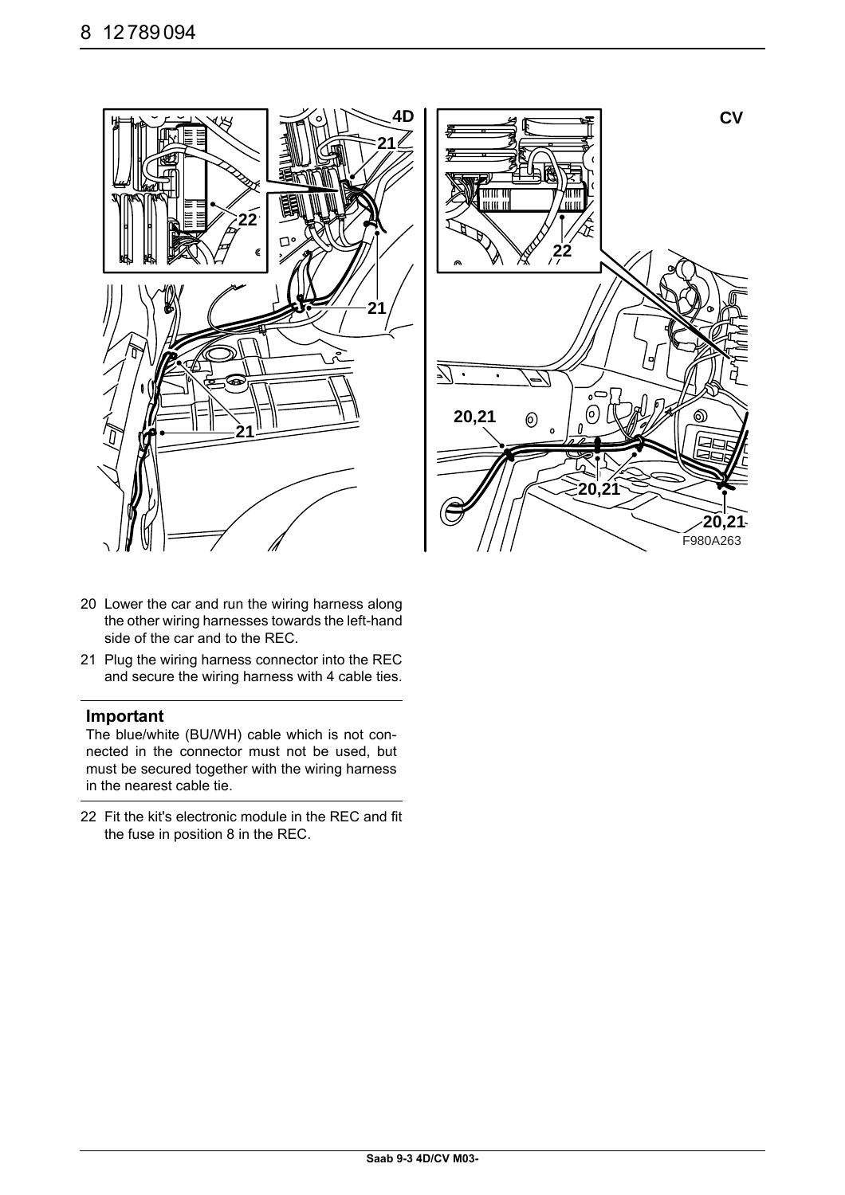20 Lower the car and run the wiring harness along the other wiring harnesses towards the left-hand side of the car and to the REC.

21 Plug the wiring harness connector into the REC and secure the wiring harness with 4 cable ties.

### Important

The blue/white (BU/WH) cable which is not connected in the connector must not be used, but must be secured together with the wiring harness in the nearest cable tie.

22 Fit the kit's electronic module in the REC and fit the fuse in position 8 in the REC.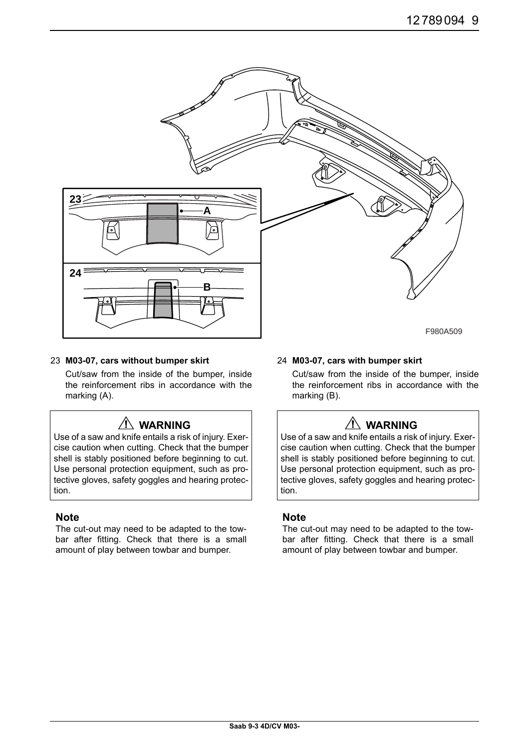F980A509

23 **M03-07, cars without bumper skirt**

Cut/saw from the inside of the bumper, inside the reinforcement ribs in accordance with the marking (A).

> **⚠ WARNING**
>
> Use of a saw and knife entails a risk of injury. Exercise caution when cutting. Check that the bumper shell is stably positioned before beginning to cut. Use personal protection equipment, such as protective gloves, safety goggles and hearing protection.

### Note

The cut-out may need to be adapted to the towbar after fitting. Check that there is a small amount of play between towbar and bumper.

24 **M03-07, cars with bumper skirt**

Cut/saw from the inside of the bumper, inside the reinforcement ribs in accordance with the marking (B).

> **⚠ WARNING**
>
> Use of a saw and knife entails a risk of injury. Exercise caution when cutting. Check that the bumper shell is stably positioned before beginning to cut. Use personal protection equipment, such as protective gloves, safety goggles and hearing protection.

### Note

The cut-out may need to be adapted to the towbar after fitting. Check that there is a small amount of play between towbar and bumper.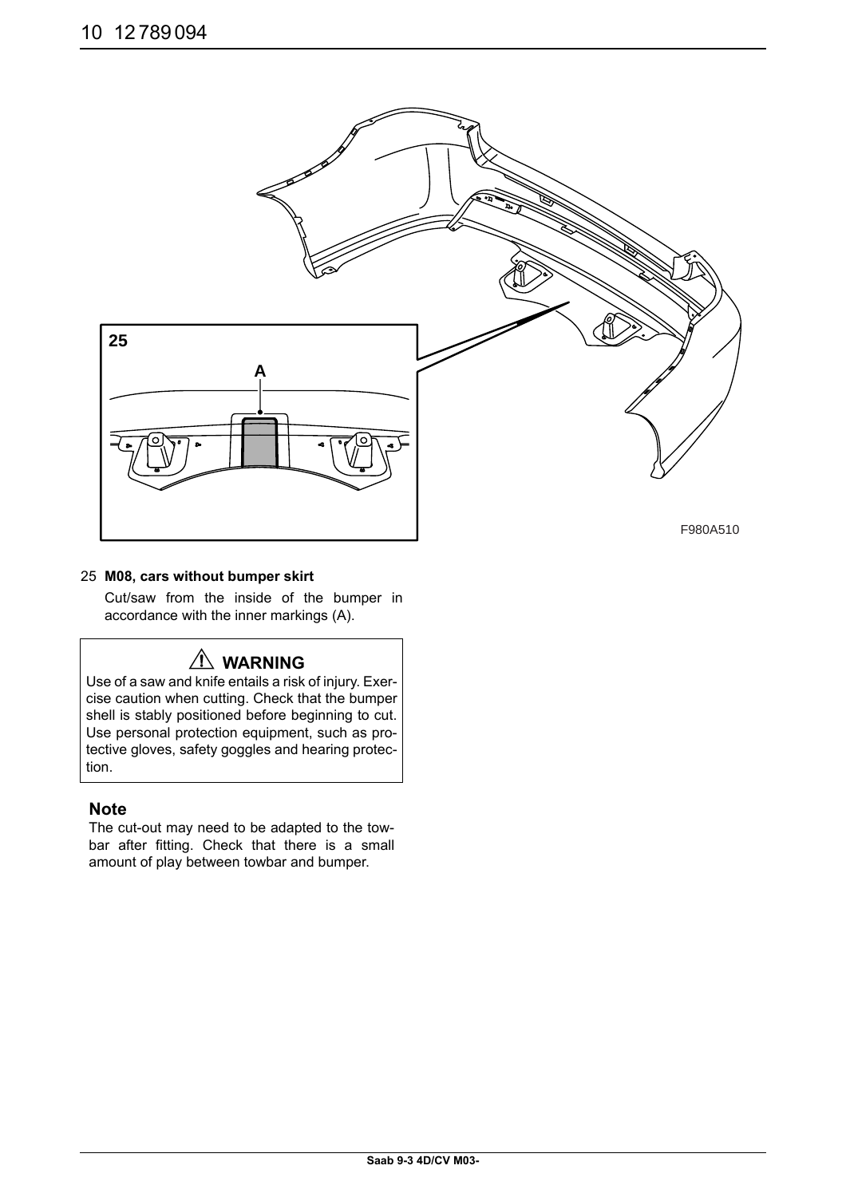25 **M08, cars without bumper skirt**

Cut/saw from the inside of the bumper in accordance with the inner markings (A).

> ⚠ **WARNING**
>
> Use of a saw and knife entails a risk of injury. Exercise caution when cutting. Check that the bumper shell is stably positioned before beginning to cut. Use personal protection equipment, such as protective gloves, safety goggles and hearing protection.

**Note**

The cut-out may need to be adapted to the towbar after fitting. Check that there is a small amount of play between towbar and bumper.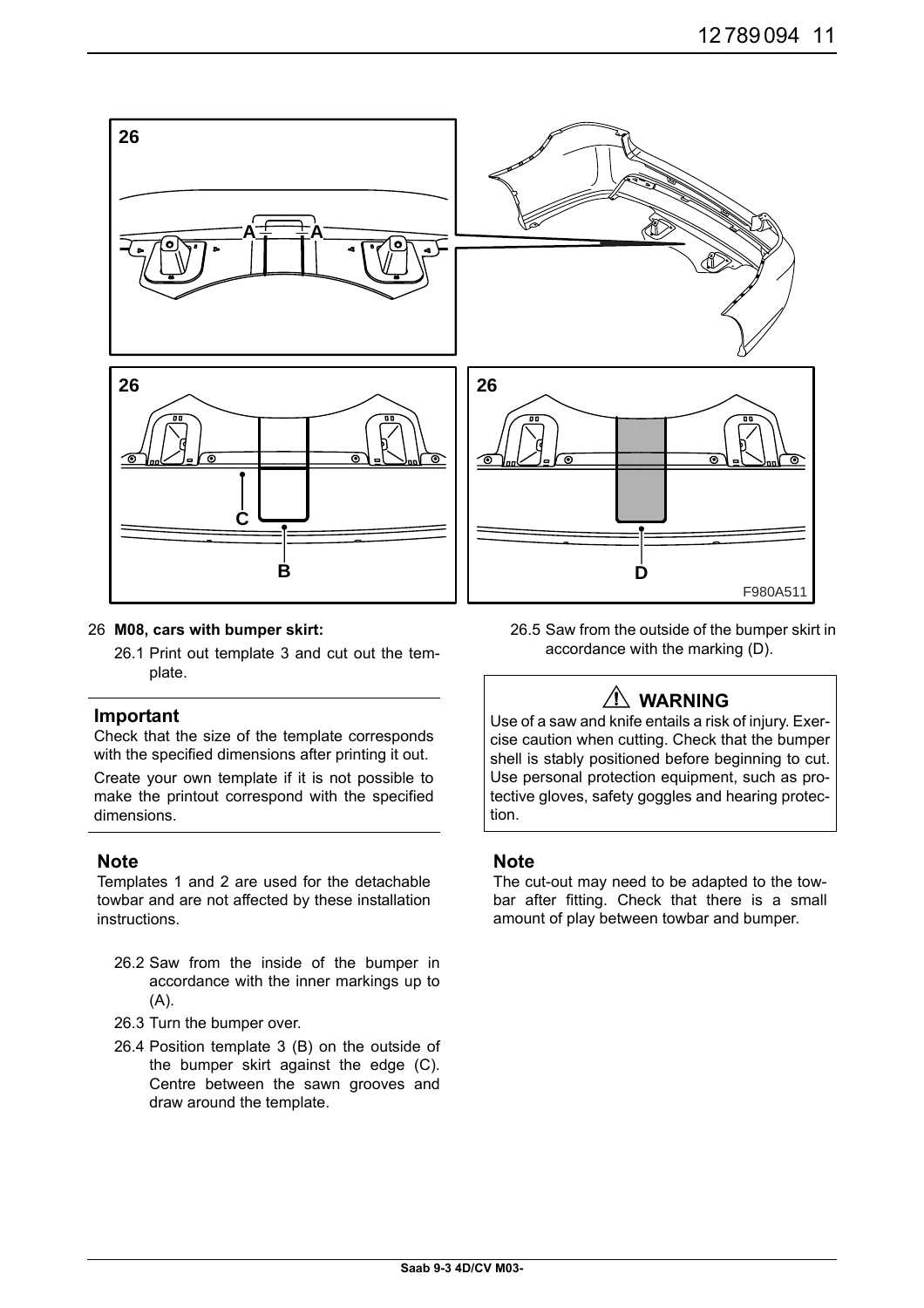26 **M08, cars with bumper skirt:**

26.1 Print out template 3 and cut out the template.

### Important

Check that the size of the template corresponds with the specified dimensions after printing it out.

Create your own template if it is not possible to make the printout correspond with the specified dimensions.

### Note

Templates 1 and 2 are used for the detachable towbar and are not affected by these installation instructions.

26.2 Saw from the inside of the bumper in accordance with the inner markings up to (A).

26.3 Turn the bumper over.

26.4 Position template 3 (B) on the outside of the bumper skirt against the edge (C). Centre between the sawn grooves and draw around the template.

26.5 Saw from the outside of the bumper skirt in accordance with the marking (D).

### ⚠ WARNING

Use of a saw and knife entails a risk of injury. Exercise caution when cutting. Check that the bumper shell is stably positioned before beginning to cut. Use personal protection equipment, such as protective gloves, safety goggles and hearing protection.

### Note

The cut-out may need to be adapted to the towbar after fitting. Check that there is a small amount of play between towbar and bumper.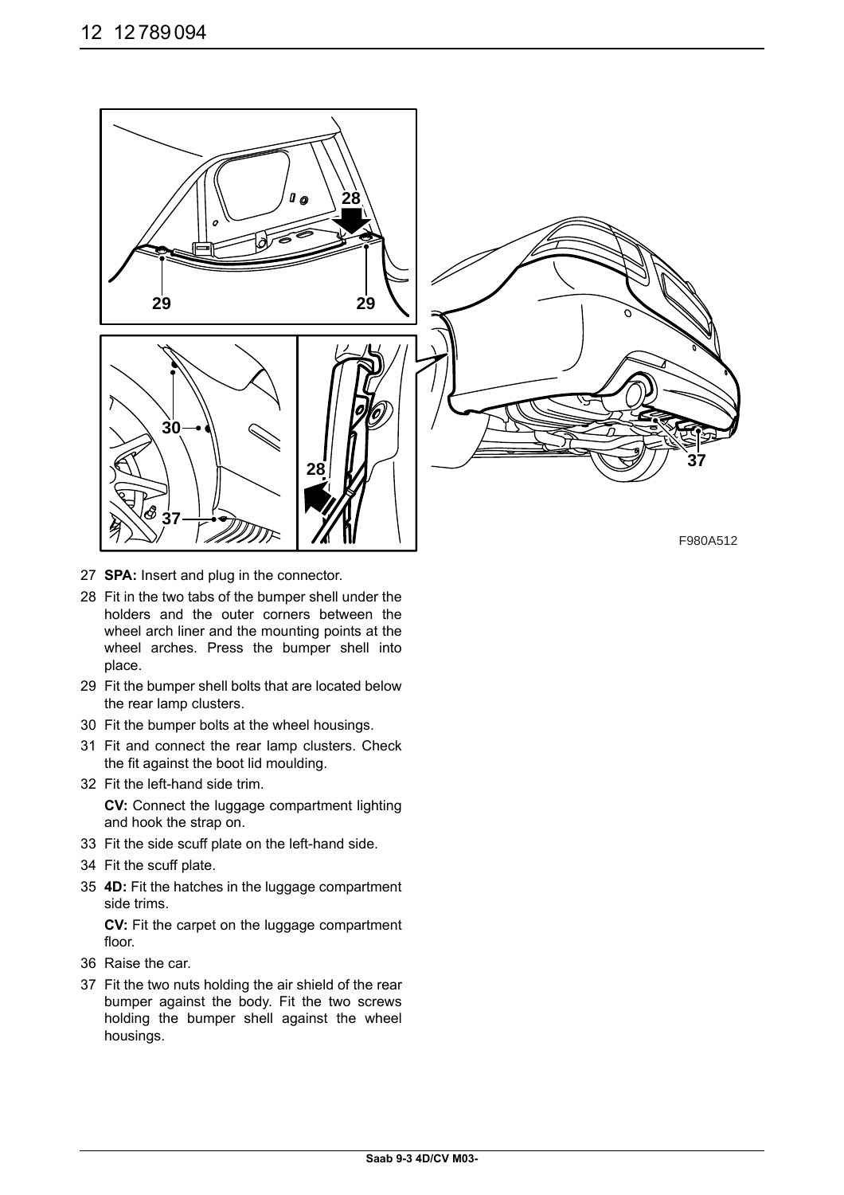F980A512

27 **SPA:** Insert and plug in the connector.

28 Fit in the two tabs of the bumper shell under the holders and the outer corners between the wheel arch liner and the mounting points at the wheel arches. Press the bumper shell into place.

29 Fit the bumper shell bolts that are located below the rear lamp clusters.

30 Fit the bumper bolts at the wheel housings.

31 Fit and connect the rear lamp clusters. Check the fit against the boot lid moulding.

32 Fit the left-hand side trim.

**CV:** Connect the luggage compartment lighting and hook the strap on.

33 Fit the side scuff plate on the left-hand side.

34 Fit the scuff plate.

35 **4D:** Fit the hatches in the luggage compartment side trims.

**CV:** Fit the carpet on the luggage compartment floor.

36 Raise the car.

37 Fit the two nuts holding the air shield of the rear bumper against the body. Fit the two screws holding the bumper shell against the wheel housings.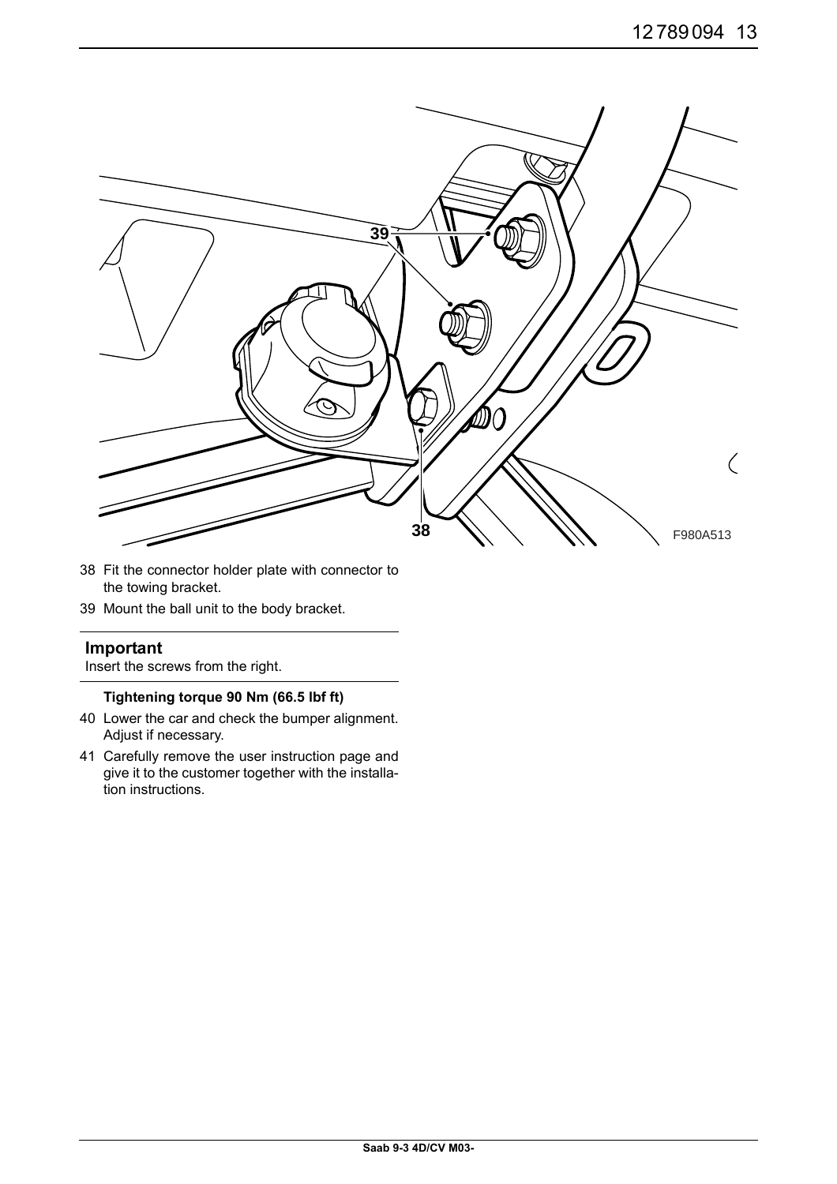38 Fit the connector holder plate with connector to the towing bracket.

39 Mount the ball unit to the body bracket.

---

**Important**

Insert the screws from the right.

---

**Tightening torque 90 Nm (66.5 lbf ft)**

40 Lower the car and check the bumper alignment. Adjust if necessary.

41 Carefully remove the user instruction page and give it to the customer together with the installation instructions.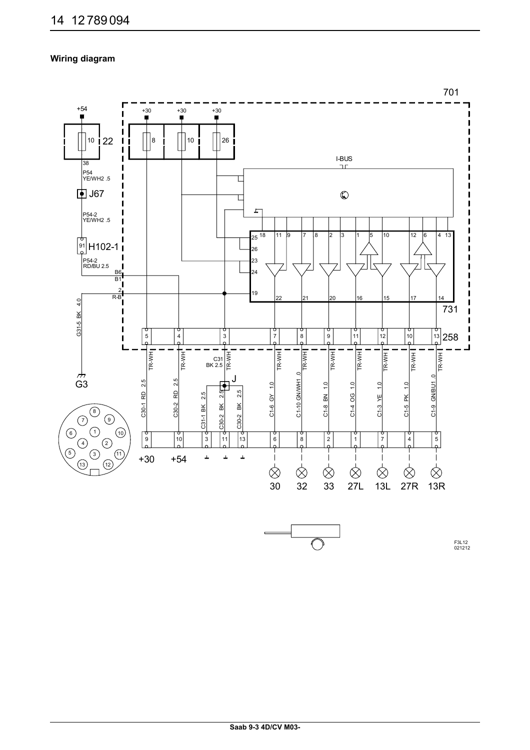## Wiring diagram

701

+54 +30 +30 +30

10 22 8 10 26

38

P54
YE/WH2 .5

J67

P54-2
YE/WH2 .5

91 H102-1

P54-2
RD/BU 2.5

B6
B1

2
R-B

G31-5 BK 4.0

G3

I-BUS

25 18 11 9 7 8 2 3 1 5 10 12 6 4 13

26

23

24

19 22 21 20 16 15 17 14

731

5 4 3 7 8 9 11 12 10 13 258

TR-WH TR-WH C31 BK 2.5 TR-WH TR-WH TR-WH TR-WH TR-WH TR-WH TR-WH TR-WH

J

C30-1 RD 2.5 C30-2 RD 2.5 C31-1 BK 2.5 C30-2 BK 2.5 C30-2 BK 2.5 C1-6 GY 1.0 C1-10 GN/WH1 .0 C1-8 BN 1.0 C1-4 OG 1.0 C1-3 YE 1.0 C1-5 PK 1.0 C1-9 GN/BU1 .0

9 10 3 11 13 6 8 2 1 7 4 5

+30 +54

30 32 33 27L 13L 27R 13R

F3L12
021212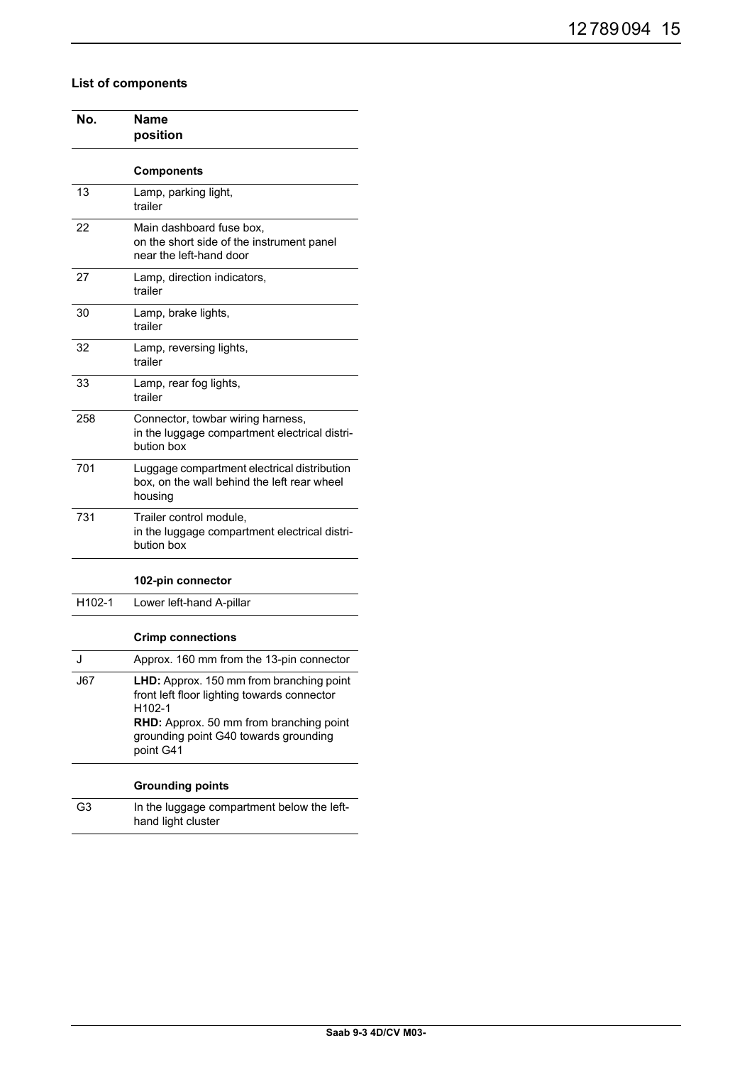### List of components

| No. | Name<br>position |
|---|---|
| | **Components** |
| 13 | Lamp, parking light,<br>trailer |
| 22 | Main dashboard fuse box,<br>on the short side of the instrument panel near the left-hand door |
| 27 | Lamp, direction indicators,<br>trailer |
| 30 | Lamp, brake lights,<br>trailer |
| 32 | Lamp, reversing lights,<br>trailer |
| 33 | Lamp, rear fog lights,<br>trailer |
| 258 | Connector, towbar wiring harness,<br>in the luggage compartment electrical distribution box |
| 701 | Luggage compartment electrical distribution box, on the wall behind the left rear wheel housing |
| 731 | Trailer control module,<br>in the luggage compartment electrical distribution box |
| | **102-pin connector** |
| H102-1 | Lower left-hand A-pillar |
| | **Crimp connections** |
| J | Approx. 160 mm from the 13-pin connector |
| J67 | **LHD:** Approx. 150 mm from branching point front left floor lighting towards connector H102-1<br>**RHD:** Approx. 50 mm from branching point grounding point G40 towards grounding point G41 |
| | **Grounding points** |
| G3 | In the luggage compartment below the left-hand light cluster |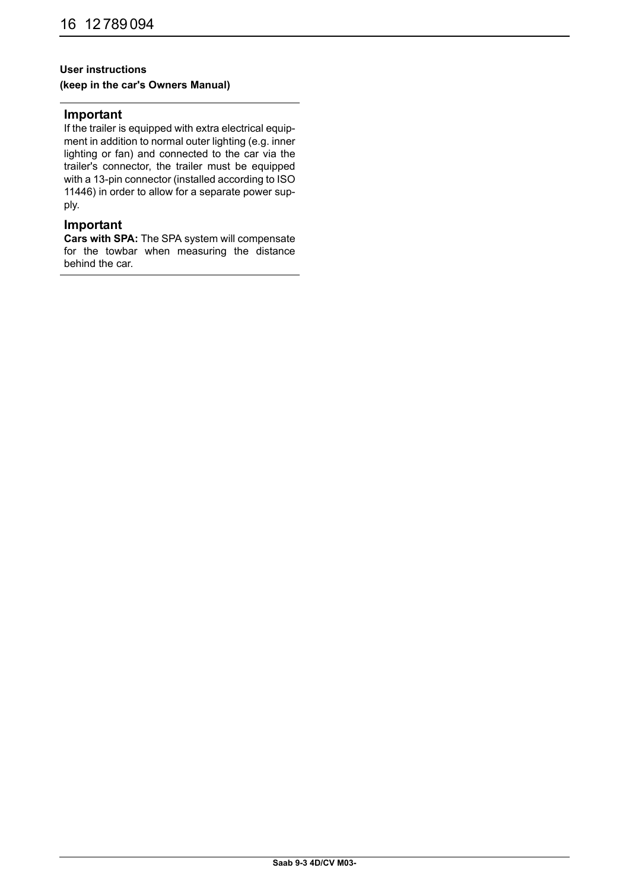**User instructions**

**(keep in the car's Owners Manual)**

## Important

If the trailer is equipped with extra electrical equipment in addition to normal outer lighting (e.g. inner lighting or fan) and connected to the car via the trailer's connector, the trailer must be equipped with a 13-pin connector (installed according to ISO 11446) in order to allow for a separate power supply.

## Important

**Cars with SPA:** The SPA system will compensate for the towbar when measuring the distance behind the car.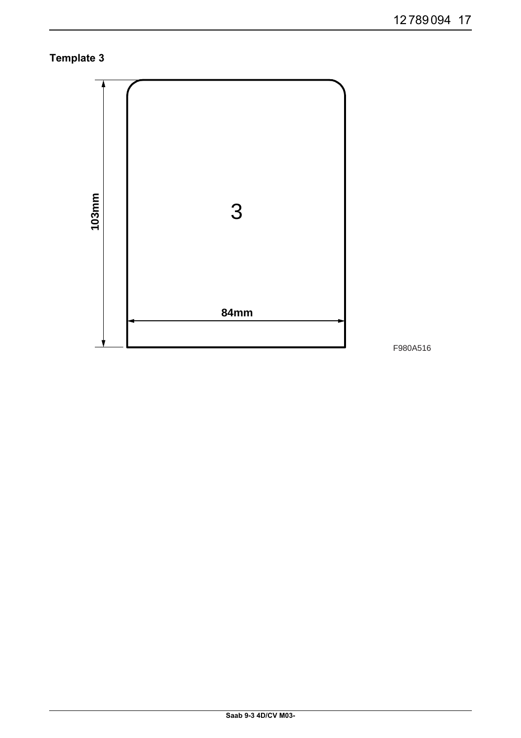## Template 3

103mm

3

84mm

F980A516